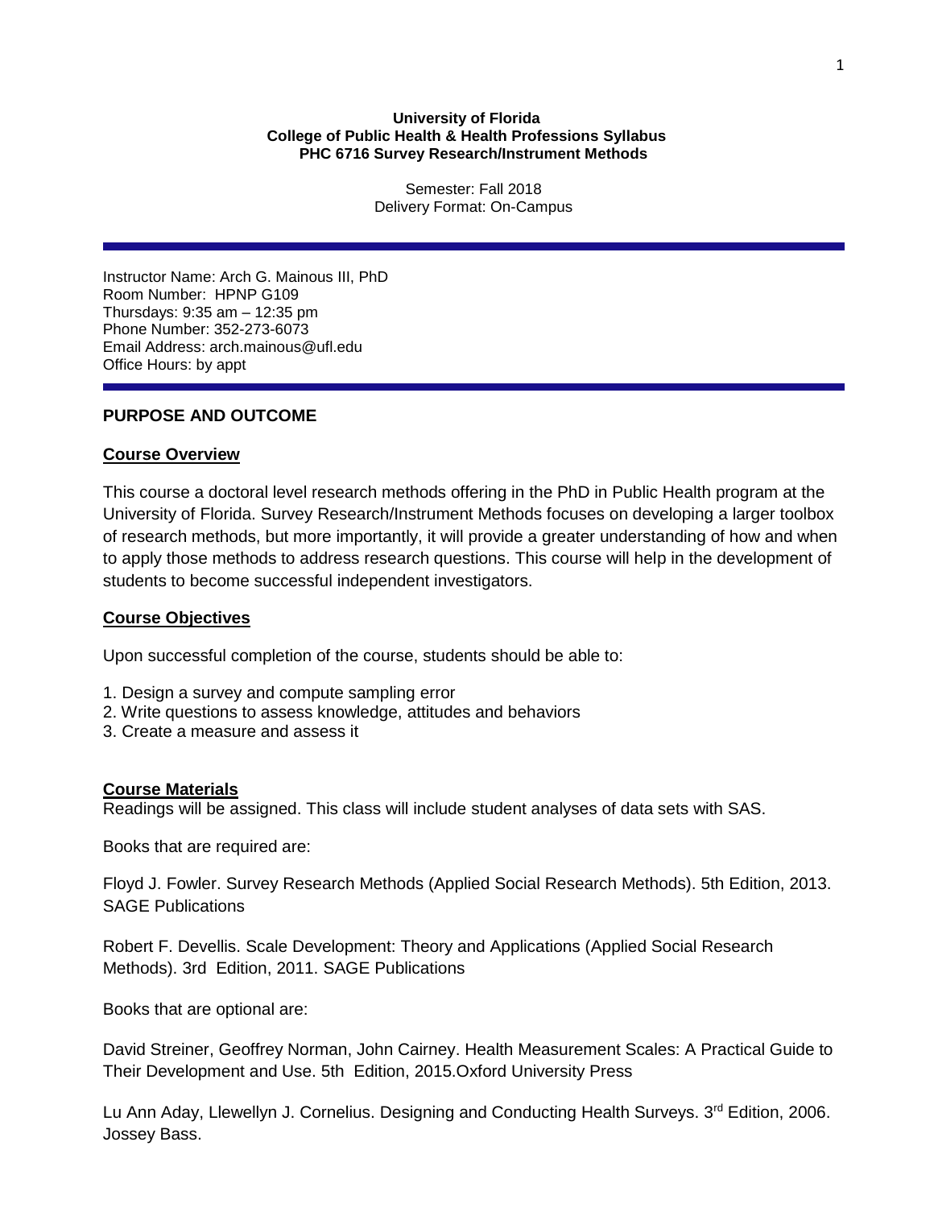**University of Florida**
**College of Public Health & Health Professions Syllabus**
**PHC 6716 Survey Research/Instrument Methods**

Semester: Fall 2018
Delivery Format: On-Campus

---

Instructor Name: Arch G. Mainous III, PhD
Room Number: HPNP G109
Thursdays: 9:35 am – 12:35 pm
Phone Number: 352-273-6073
Email Address: arch.mainous@ufl.edu
Office Hours: by appt

---

## PURPOSE AND OUTCOME

### Course Overview

This course a doctoral level research methods offering in the PhD in Public Health program at the University of Florida. Survey Research/Instrument Methods focuses on developing a larger toolbox of research methods, but more importantly, it will provide a greater understanding of how and when to apply those methods to address research questions. This course will help in the development of students to become successful independent investigators.

### Course Objectives

Upon successful completion of the course, students should be able to:

1. Design a survey and compute sampling error
2. Write questions to assess knowledge, attitudes and behaviors
3. Create a measure and assess it

### Course Materials

Readings will be assigned. This class will include student analyses of data sets with SAS.

Books that are required are:

Floyd J. Fowler. Survey Research Methods (Applied Social Research Methods). 5th Edition, 2013. SAGE Publications

Robert F. Devellis. Scale Development: Theory and Applications (Applied Social Research Methods). 3rd Edition, 2011. SAGE Publications

Books that are optional are:

David Streiner, Geoffrey Norman, John Cairney. Health Measurement Scales: A Practical Guide to Their Development and Use. 5th Edition, 2015.Oxford University Press

Lu Ann Aday, Llewellyn J. Cornelius. Designing and Conducting Health Surveys. 3rd Edition, 2006. Jossey Bass.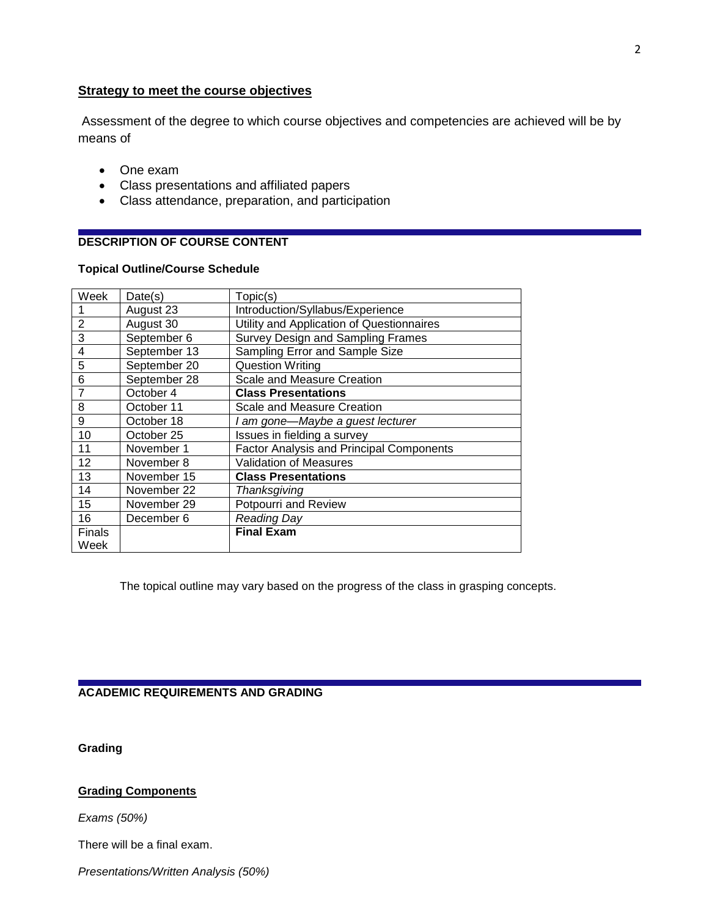## Strategy to meet the course objectives

Assessment of the degree to which course objectives and competencies are achieved will be by means of

- One exam
- Class presentations and affiliated papers
- Class attendance, preparation, and participation

## DESCRIPTION OF COURSE CONTENT

### Topical Outline/Course Schedule

| Week | Date(s) | Topic(s) |
|---|---|---|
| 1 | August 23 | Introduction/Syllabus/Experience |
| 2 | August 30 | Utility and Application of Questionnaires |
| 3 | September 6 | Survey Design and Sampling Frames |
| 4 | September 13 | Sampling Error and Sample Size |
| 5 | September 20 | Question Writing |
| 6 | September 28 | Scale and Measure Creation |
| 7 | October 4 | **Class Presentations** |
| 8 | October 11 | Scale and Measure Creation |
| 9 | October 18 | *I am gone—Maybe a guest lecturer* |
| 10 | October 25 | Issues in fielding a survey |
| 11 | November 1 | Factor Analysis and Principal Components |
| 12 | November 8 | Validation of Measures |
| 13 | November 15 | **Class Presentations** |
| 14 | November 22 | *Thanksgiving* |
| 15 | November 29 | Potpourri and Review |
| 16 | December 6 | *Reading Day* |
| Finals Week | | **Final Exam** |

The topical outline may vary based on the progress of the class in grasping concepts.

## ACADEMIC REQUIREMENTS AND GRADING

### Grading

#### Grading Components

*Exams (50%)*

There will be a final exam.

*Presentations/Written Analysis (50%)*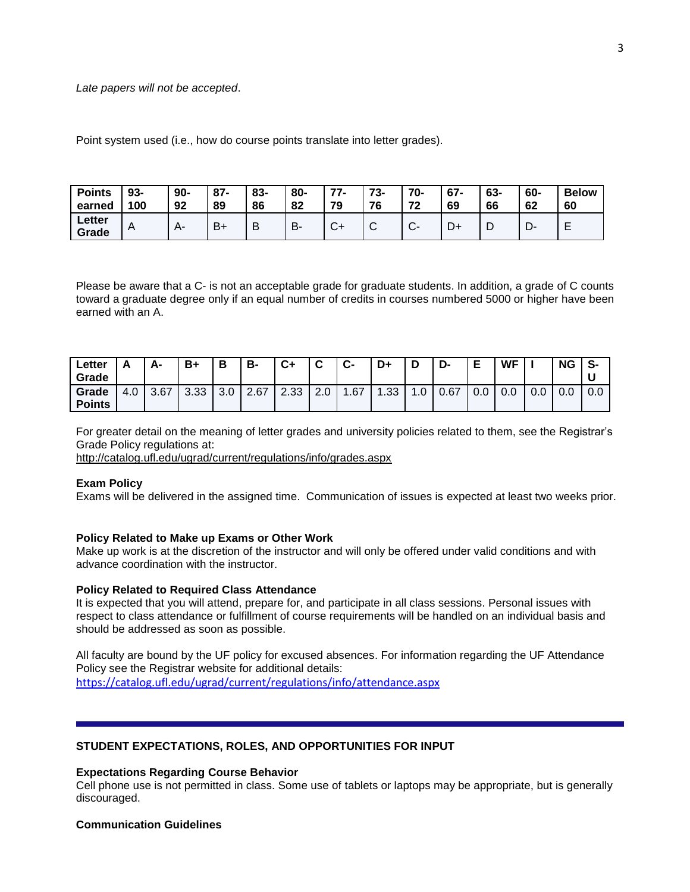*Late papers will not be accepted*.

Point system used (i.e., how do course points translate into letter grades).

| **Points earned** | **93-100** | **90-92** | **87-89** | **83-86** | **80-82** | **77-79** | **73-76** | **70-72** | **67-69** | **63-66** | **60-62** | **Below 60** |
|---|---|---|---|---|---|---|---|---|---|---|---|---|
| **Letter Grade** | A | A- | B+ | B | B- | C+ | C | C- | D+ | D | D- | E |

Please be aware that a C- is not an acceptable grade for graduate students. In addition, a grade of C counts toward a graduate degree only if an equal number of credits in courses numbered 5000 or higher have been earned with an A.

| **Letter Grade** | **A** | **A-** | **B+** | **B** | **B-** | **C+** | **C** | **C-** | **D+** | **D** | **D-** | **E** | **WF** | **I** | **NG** | **S-U** |
|---|---|---|---|---|---|---|---|---|---|---|---|---|---|---|---|---|
| **Grade Points** | 4.0 | 3.67 | 3.33 | 3.0 | 2.67 | 2.33 | 2.0 | 1.67 | 1.33 | 1.0 | 0.67 | 0.0 | 0.0 | 0.0 | 0.0 | 0.0 |

For greater detail on the meaning of letter grades and university policies related to them, see the Registrar's Grade Policy regulations at:
http://catalog.ufl.edu/ugrad/current/regulations/info/grades.aspx

**Exam Policy**
Exams will be delivered in the assigned time. Communication of issues is expected at least two weeks prior.

**Policy Related to Make up Exams or Other Work**
Make up work is at the discretion of the instructor and will only be offered under valid conditions and with advance coordination with the instructor.

**Policy Related to Required Class Attendance**
It is expected that you will attend, prepare for, and participate in all class sessions. Personal issues with respect to class attendance or fulfillment of course requirements will be handled on an individual basis and should be addressed as soon as possible.

All faculty are bound by the UF policy for excused absences. For information regarding the UF Attendance Policy see the Registrar website for additional details:
https://catalog.ufl.edu/ugrad/current/regulations/info/attendance.aspx

**STUDENT EXPECTATIONS, ROLES, AND OPPORTUNITIES FOR INPUT**

**Expectations Regarding Course Behavior**
Cell phone use is not permitted in class. Some use of tablets or laptops may be appropriate, but is generally discouraged.

**Communication Guidelines**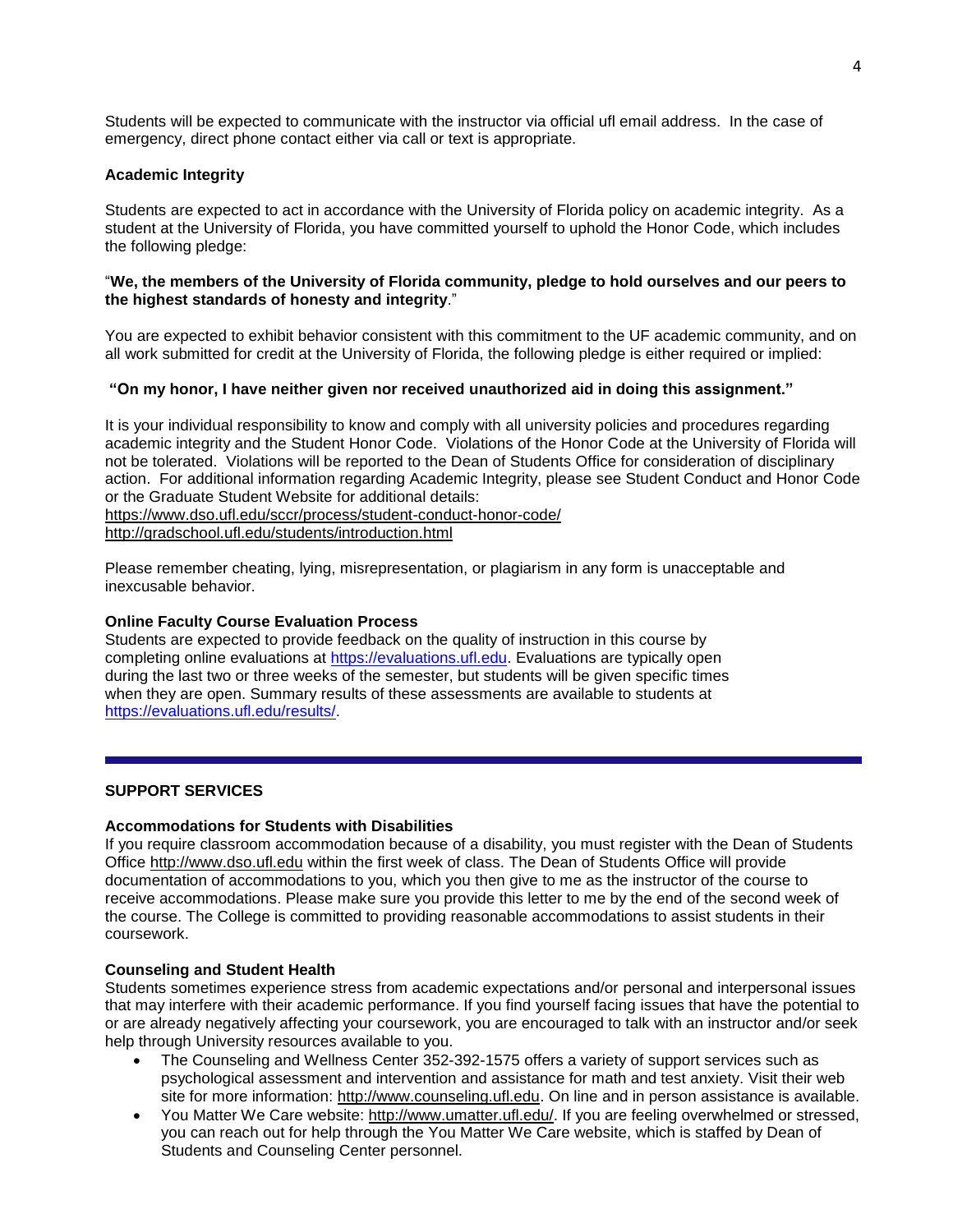Students will be expected to communicate with the instructor via official ufl email address. In the case of emergency, direct phone contact either via call or text is appropriate.

**Academic Integrity**

Students are expected to act in accordance with the University of Florida policy on academic integrity. As a student at the University of Florida, you have committed yourself to uphold the Honor Code, which includes the following pledge:

"**We, the members of the University of Florida community, pledge to hold ourselves and our peers to the highest standards of honesty and integrity**."

You are expected to exhibit behavior consistent with this commitment to the UF academic community, and on all work submitted for credit at the University of Florida, the following pledge is either required or implied:

**"On my honor, I have neither given nor received unauthorized aid in doing this assignment."**

It is your individual responsibility to know and comply with all university policies and procedures regarding academic integrity and the Student Honor Code. Violations of the Honor Code at the University of Florida will not be tolerated. Violations will be reported to the Dean of Students Office for consideration of disciplinary action. For additional information regarding Academic Integrity, please see Student Conduct and Honor Code or the Graduate Student Website for additional details:
https://www.dso.ufl.edu/sccr/process/student-conduct-honor-code/
http://gradschool.ufl.edu/students/introduction.html

Please remember cheating, lying, misrepresentation, or plagiarism in any form is unacceptable and inexcusable behavior.

**Online Faculty Course Evaluation Process**
Students are expected to provide feedback on the quality of instruction in this course by completing online evaluations at https://evaluations.ufl.edu. Evaluations are typically open during the last two or three weeks of the semester, but students will be given specific times when they are open. Summary results of these assessments are available to students at https://evaluations.ufl.edu/results/.

---

## SUPPORT SERVICES

**Accommodations for Students with Disabilities**
If you require classroom accommodation because of a disability, you must register with the Dean of Students Office http://www.dso.ufl.edu within the first week of class. The Dean of Students Office will provide documentation of accommodations to you, which you then give to me as the instructor of the course to receive accommodations. Please make sure you provide this letter to me by the end of the second week of the course. The College is committed to providing reasonable accommodations to assist students in their coursework.

**Counseling and Student Health**
Students sometimes experience stress from academic expectations and/or personal and interpersonal issues that may interfere with their academic performance. If you find yourself facing issues that have the potential to or are already negatively affecting your coursework, you are encouraged to talk with an instructor and/or seek help through University resources available to you.

- The Counseling and Wellness Center 352-392-1575 offers a variety of support services such as psychological assessment and intervention and assistance for math and test anxiety. Visit their web site for more information: http://www.counseling.ufl.edu. On line and in person assistance is available.
- You Matter We Care website: http://www.umatter.ufl.edu/. If you are feeling overwhelmed or stressed, you can reach out for help through the You Matter We Care website, which is staffed by Dean of Students and Counseling Center personnel.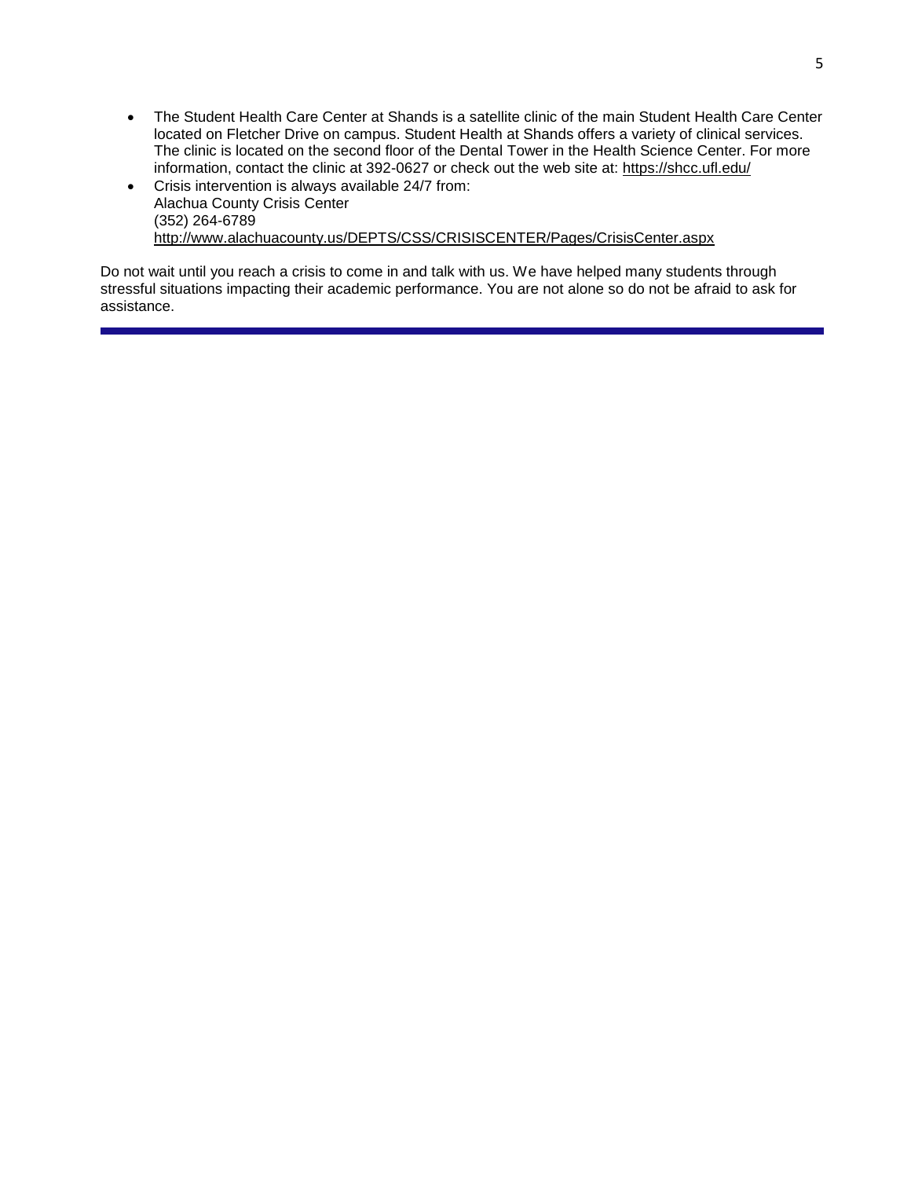- The Student Health Care Center at Shands is a satellite clinic of the main Student Health Care Center located on Fletcher Drive on campus. Student Health at Shands offers a variety of clinical services. The clinic is located on the second floor of the Dental Tower in the Health Science Center. For more information, contact the clinic at 392-0627 or check out the web site at: https://shcc.ufl.edu/
- Crisis intervention is always available 24/7 from:
  Alachua County Crisis Center
  (352) 264-6789
  http://www.alachuacounty.us/DEPTS/CSS/CRISISCENTER/Pages/CrisisCenter.aspx

Do not wait until you reach a crisis to come in and talk with us. We have helped many students through stressful situations impacting their academic performance. You are not alone so do not be afraid to ask for assistance.